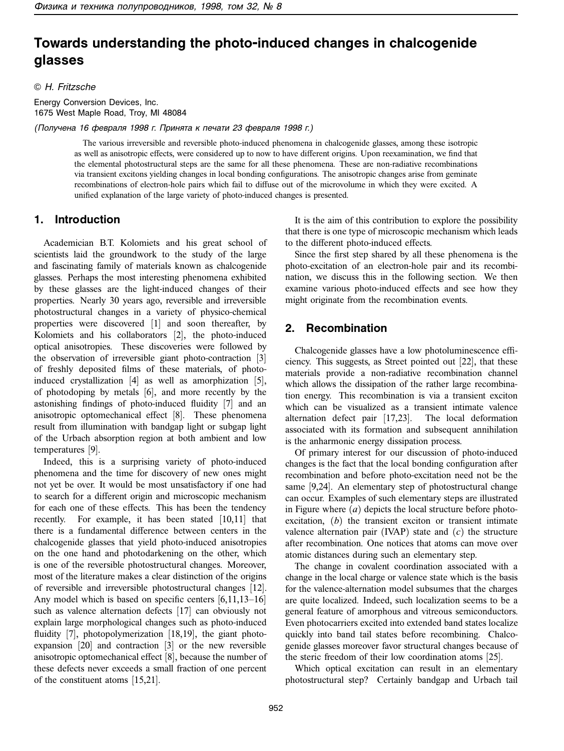# Towards understanding the photo-induced changes in chalcogenide glasses

© H. Fritzsche

Energy Conversion Devices, Inc.
1675 West Maple Road, Troy, MI 48084

*(Получена 16 февраля 1998 г. Принята к печати 23 февраля 1998 г.)*

The various irreversible and reversible photo-induced phenomena in chalcogenide glasses, among these isotropic as well as anisotropic effects, were considered up to now to have different origins. Upon reexamination, we find that the elemental photostructural steps are the same for all these phenomena. These are non-radiative recombinations via transient excitons yielding changes in local bonding configurations. The anisotropic changes arise from geminate recombinations of electron-hole pairs which fail to diffuse out of the microvolume in which they were excited. A unified explanation of the large variety of photo-induced changes is presented.

## 1. Introduction

Academician B.T. Kolomiets and his great school of scientists laid the groundwork to the study of the large and fascinating family of materials known as chalcogenide glasses. Perhaps the most interesting phenomena exhibited by these glasses are the light-induced changes of their properties. Nearly 30 years ago, reversible and irreversible photostructural changes in a variety of physico-chemical properties were discovered [1] and soon thereafter, by Kolomiets and his collaborators [2], the photo-induced optical anisotropies. These discoveries were followed by the observation of irreversible giant photo-contraction [3] of freshly deposited films of these materials, of photo-induced crystallization [4] as well as amorphization [5], of photodoping by metals [6], and more recently by the astonishing findings of photo-induced fluidity [7] and an anisotropic optomechanical effect [8]. These phenomena result from illumination with bandgap light or subgap light of the Urbach absorption region at both ambient and low temperatures [9].

Indeed, this is a surprising variety of photo-induced phenomena and the time for discovery of new ones might not yet be over. It would be most unsatisfactory if one had to search for a different origin and microscopic mechanism for each one of these effects. This has been the tendency recently. For example, it has been stated [10,11] that there is a fundamental difference between centers in the chalcogenide glasses that yield photo-induced anisotropies on the one hand and photodarkening on the other, which is one of the reversible photostructural changes. Moreover, most of the literature makes a clear distinction of the origins of reversible and irreversible photostructural changes [12]. Any model which is based on specific centers [6,11,13–16] such as valence alternation defects [17] can obviously not explain large morphological changes such as photo-induced fluidity [7], photopolymerization [18,19], the giant photo-expansion [20] and contraction [3] or the new reversible anisotropic optomechanical effect [8], because the number of these defects never exceeds a small fraction of one percent of the constituent atoms [15,21].

It is the aim of this contribution to explore the possibility that there is one type of microscopic mechanism which leads to the different photo-induced effects.

Since the first step shared by all these phenomena is the photo-excitation of an electron-hole pair and its recombination, we discuss this in the following section. We then examine various photo-induced effects and see how they might originate from the recombination events.

## 2. Recombination

Chalcogenide glasses have a low photoluminescence efficiency. This suggests, as Street pointed out [22], that these materials provide a non-radiative recombination channel which allows the dissipation of the rather large recombination energy. This recombination is via a transient exciton which can be visualized as a transient intimate valence alternation defect pair [17,23]. The local deformation associated with its formation and subsequent annihilation is the anharmonic energy dissipation process.

Of primary interest for our discussion of photo-induced changes is the fact that the local bonding configuration after recombination and before photo-excitation need not be the same [9,24]. An elementary step of photostructural change can occur. Examples of such elementary steps are illustrated in Figure where (*a*) depicts the local structure before photo-excitation, (*b*) the transient exciton or transient intimate valence alternation pair (IVAP) state and (*c*) the structure after recombination. One notices that atoms can move over atomic distances during such an elementary step.

The change in covalent coordination associated with a change in the local charge or valence state which is the basis for the valence-alternation model subsumes that the charges are quite localized. Indeed, such localization seems to be a general feature of amorphous and vitreous semiconductors. Even photocarriers excited into extended band states localize quickly into band tail states before recombining. Chalcogenide glasses moreover favor structural changes because of the steric freedom of their low coordination atoms [25].

Which optical excitation can result in an elementary photostructural step? Certainly bandgap and Urbach tail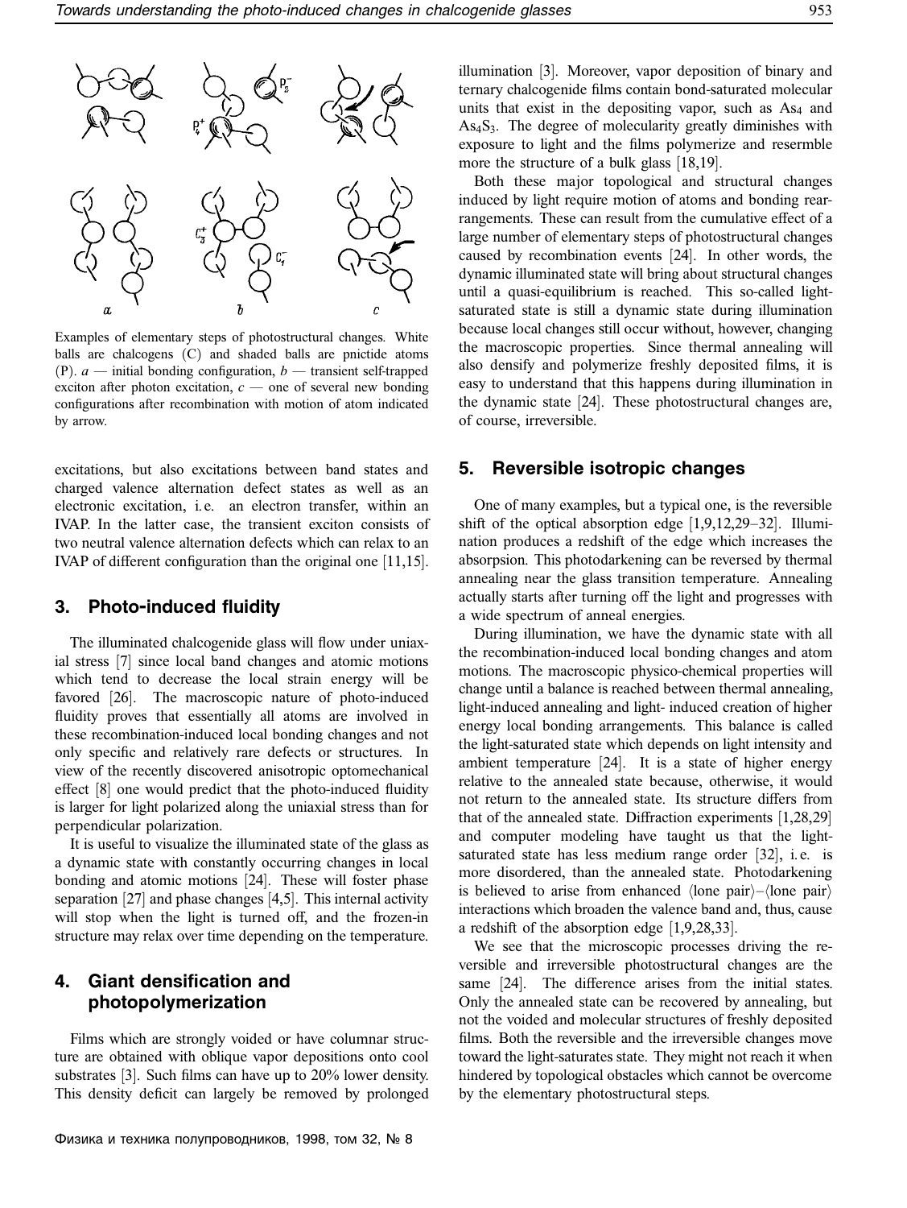Examples of elementary steps of photostructural changes. White balls are chalcogens (C) and shaded balls are pnictide atoms (P). *a* — initial bonding configuration, *b* — transient self-trapped exciton after photon excitation, *c* — one of several new bonding configurations after recombination with motion of atom indicated by arrow.

excitations, but also excitations between band states and charged valence alternation defect states as well as an electronic excitation, i. e. an electron transfer, within an IVAP. In the latter case, the transient exciton consists of two neutral valence alternation defects which can relax to an IVAP of different configuration than the original one [11,15].

## 3. Photo-induced fluidity

The illuminated chalcogenide glass will flow under uniaxial stress [7] since local band changes and atomic motions which tend to decrease the local strain energy will be favored [26]. The macroscopic nature of photo-induced fluidity proves that essentially all atoms are involved in these recombination-induced local bonding changes and not only specific and relatively rare defects or structures. In view of the recently discovered anisotropic optomechanical effect [8] one would predict that the photo-induced fluidity is larger for light polarized along the uniaxial stress than for perpendicular polarization.

It is useful to visualize the illuminated state of the glass as a dynamic state with constantly occurring changes in local bonding and atomic motions [24]. These will foster phase separation [27] and phase changes [4,5]. This internal activity will stop when the light is turned off, and the frozen-in structure may relax over time depending on the temperature.

## 4. Giant densification and photopolymerization

Films which are strongly voided or have columnar structure are obtained with oblique vapor depositions onto cool substrates [3]. Such films can have up to 20% lower density. This density deficit can largely be removed by prolonged illumination [3]. Moreover, vapor deposition of binary and ternary chalcogenide films contain bond-saturated molecular units that exist in the depositing vapor, such as $As_4$ and $As_4S_3$. The degree of molecularity greatly diminishes with exposure to light and the films polymerize and resermble more the structure of a bulk glass [18,19].

Both these major topological and structural changes induced by light require motion of atoms and bonding rearrangements. These can result from the cumulative effect of a large number of elementary steps of photostructural changes caused by recombination events [24]. In other words, the dynamic illuminated state will bring about structural changes until a quasi-equilibrium is reached. This so-called light-saturated state is still a dynamic state during illumination because local changes still occur without, however, changing the macroscopic properties. Since thermal annealing will also densify and polymerize freshly deposited films, it is easy to understand that this happens during illumination in the dynamic state [24]. These photostructural changes are, of course, irreversible.

## 5. Reversible isotropic changes

One of many examples, but a typical one, is the reversible shift of the optical absorption edge [1,9,12,29–32]. Illumination produces a redshift of the edge which increases the absorpsion. This photodarkening can be reversed by thermal annealing near the glass transition temperature. Annealing actually starts after turning off the light and progresses with a wide spectrum of anneal energies.

During illumination, we have the dynamic state with all the recombination-induced local bonding changes and atom motions. The macroscopic physico-chemical properties will change until a balance is reached between thermal annealing, light-induced annealing and light- induced creation of higher energy local bonding arrangements. This balance is called the light-saturated state which depends on light intensity and ambient temperature [24]. It is a state of higher energy relative to the annealed state because, otherwise, it would not return to the annealed state. Its structure differs from that of the annealed state. Diffraction experiments [1,28,29] and computer modeling have taught us that the light-saturated state has less medium range order [32], i. e. is more disordered, than the annealed state. Photodarkening is believed to arise from enhanced ⟨lone pair⟩–⟨lone pair⟩ interactions which broaden the valence band and, thus, cause a redshift of the absorption edge [1,9,28,33].

We see that the microscopic processes driving the reversible and irreversible photostructural changes are the same [24]. The difference arises from the initial states. Only the annealed state can be recovered by annealing, but not the voided and molecular structures of freshly deposited films. Both the reversible and the irreversible changes move toward the light-saturates state. They might not reach it when hindered by topological obstacles which cannot be overcome by the elementary photostructural steps.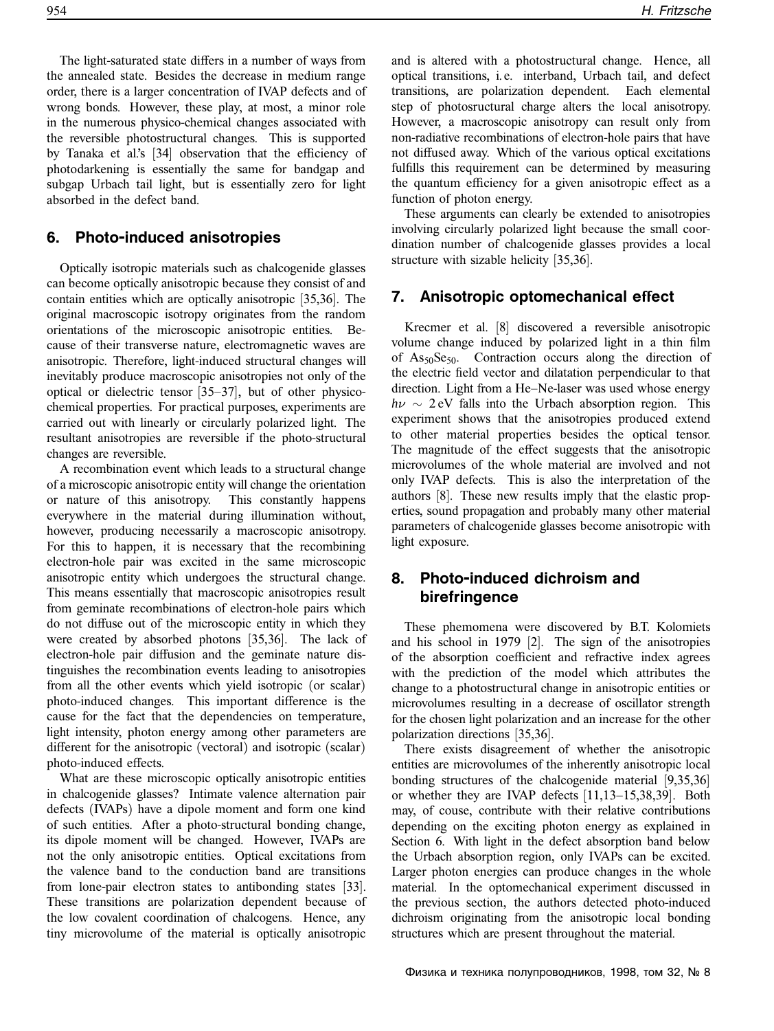The light-saturated state differs in a number of ways from the annealed state. Besides the decrease in medium range order, there is a larger concentration of IVAP defects and of wrong bonds. However, these play, at most, a minor role in the numerous physico-chemical changes associated with the reversible photostructural changes. This is supported by Tanaka et al.'s [34] observation that the efficiency of photodarkening is essentially the same for bandgap and subgap Urbach tail light, but is essentially zero for light absorbed in the defect band.

## 6. Photo-induced anisotropies

Optically isotropic materials such as chalcogenide glasses can become optically anisotropic because they consist of and contain entities which are optically anisotropic [35,36]. The original macroscopic isotropy originates from the random orientations of the microscopic anisotropic entities. Because of their transverse nature, electromagnetic waves are anisotropic. Therefore, light-induced structural changes will inevitably produce macroscopic anisotropies not only of the optical or dielectric tensor [35–37], but of other physico-chemical properties. For practical purposes, experiments are carried out with linearly or circularly polarized light. The resultant anisotropies are reversible if the photo-structural changes are reversible.

A recombination event which leads to a structural change of a microscopic anisotropic entity will change the orientation or nature of this anisotropy. This constantly happens everywhere in the material during illumination without, however, producing necessarily a macroscopic anisotropy. For this to happen, it is necessary that the recombining electron-hole pair was excited in the same microscopic anisotropic entity which undergoes the structural change. This means essentially that macroscopic anisotropies result from geminate recombinations of electron-hole pairs which do not diffuse out of the microscopic entity in which they were created by absorbed photons [35,36]. The lack of electron-hole pair diffusion and the geminate nature distinguishes the recombination events leading to anisotropies from all the other events which yield isotropic (or scalar) photo-induced changes. This important difference is the cause for the fact that the dependencies on temperature, light intensity, photon energy among other parameters are different for the anisotropic (vectoral) and isotropic (scalar) photo-induced effects.

What are these microscopic optically anisotropic entities in chalcogenide glasses? Intimate valence alternation pair defects (IVAPs) have a dipole moment and form one kind of such entities. After a photo-structural bonding change, its dipole moment will be changed. However, IVAPs are not the only anisotropic entities. Optical excitations from the valence band to the conduction band are transitions from lone-pair electron states to antibonding states [33]. These transitions are polarization dependent because of the low covalent coordination of chalcogens. Hence, any tiny microvolume of the material is optically anisotropic and is altered with a photostructural change. Hence, all optical transitions, i. e. interband, Urbach tail, and defect transitions, are polarization dependent. Each elemental step of photosructural charge alters the local anisotropy. However, a macroscopic anisotropy can result only from non-radiative recombinations of electron-hole pairs that have not diffused away. Which of the various optical excitations fulfills this requirement can be determined by measuring the quantum efficiency for a given anisotropic effect as a function of photon energy.

These arguments can clearly be extended to anisotropies involving circularly polarized light because the small coordination number of chalcogenide glasses provides a local structure with sizable helicity [35,36].

## 7. Anisotropic optomechanical effect

Krecmer et al. [8] discovered a reversible anisotropic volume change induced by polarized light in a thin film of $As_{50}Se_{50}$. Contraction occurs along the direction of the electric field vector and dilatation perpendicular to that direction. Light from a He–Ne-laser was used whose energy $h\nu \sim 2\,\text{eV}$ falls into the Urbach absorption region. This experiment shows that the anisotropies produced extend to other material properties besides the optical tensor. The magnitude of the effect suggests that the anisotropic microvolumes of the whole material are involved and not only IVAP defects. This is also the interpretation of the authors [8]. These new results imply that the elastic properties, sound propagation and probably many other material parameters of chalcogenide glasses become anisotropic with light exposure.

## 8. Photo-induced dichroism and birefringence

These phemomena were discovered by B.T. Kolomiets and his school in 1979 [2]. The sign of the anisotropies of the absorption coefficient and refractive index agrees with the prediction of the model which attributes the change to a photostructural change in anisotropic entities or microvolumes resulting in a decrease of oscillator strength for the chosen light polarization and an increase for the other polarization directions [35,36].

There exists disagreement of whether the anisotropic entities are microvolumes of the inherently anisotropic local bonding structures of the chalcogenide material [9,35,36] or whether they are IVAP defects [11,13–15,38,39]. Both may, of couse, contribute with their relative contributions depending on the exciting photon energy as explained in Section 6. With light in the defect absorption band below the Urbach absorption region, only IVAPs can be excited. Larger photon energies can produce changes in the whole material. In the optomechanical experiment discussed in the previous section, the authors detected photo-induced dichroism originating from the anisotropic local bonding structures which are present throughout the material.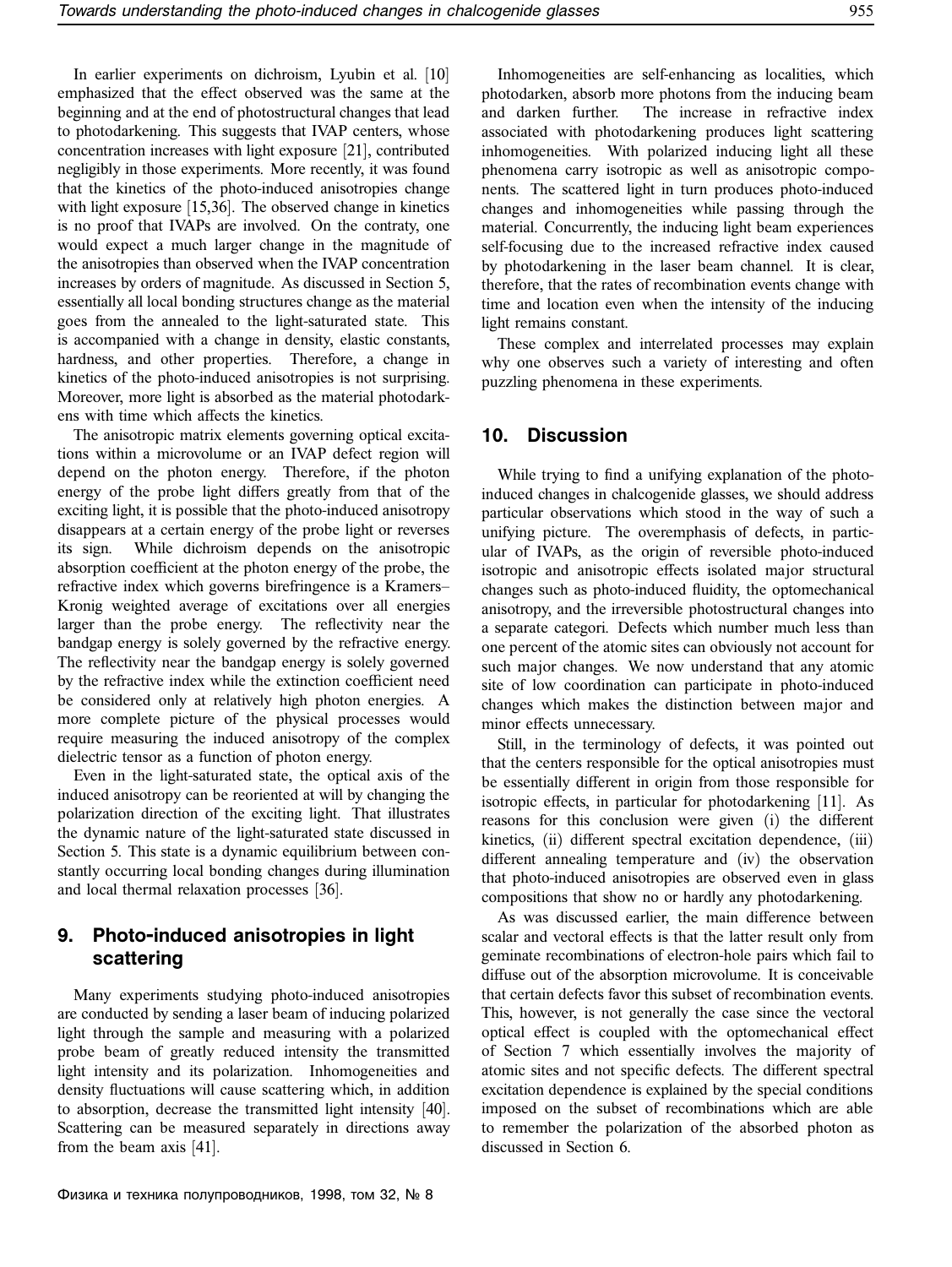In earlier experiments on dichroism, Lyubin et al. [10] emphasized that the effect observed was the same at the beginning and at the end of photostructural changes that lead to photodarkening. This suggests that IVAP centers, whose concentration increases with light exposure [21], contributed negligibly in those experiments. More recently, it was found that the kinetics of the photo-induced anisotropies change with light exposure [15,36]. The observed change in kinetics is no proof that IVAPs are involved. On the contraty, one would expect a much larger change in the magnitude of the anisotropies than observed when the IVAP concentration increases by orders of magnitude. As discussed in Section 5, essentially all local bonding structures change as the material goes from the annealed to the light-saturated state. This is accompanied with a change in density, elastic constants, hardness, and other properties. Therefore, a change in kinetics of the photo-induced anisotropies is not surprising. Moreover, more light is absorbed as the material photodarkens with time which affects the kinetics.

The anisotropic matrix elements governing optical excitations within a microvolume or an IVAP defect region will depend on the photon energy. Therefore, if the photon energy of the probe light differs greatly from that of the exciting light, it is possible that the photo-induced anisotropy disappears at a certain energy of the probe light or reverses its sign. While dichroism depends on the anisotropic absorption coefficient at the photon energy of the probe, the refractive index which governs birefringence is a Kramers–Kronig weighted average of excitations over all energies larger than the probe energy. The reflectivity near the bandgap energy is solely governed by the refractive energy. The reflectivity near the bandgap energy is solely governed by the refractive index while the extinction coefficient need be considered only at relatively high photon energies. A more complete picture of the physical processes would require measuring the induced anisotropy of the complex dielectric tensor as a function of photon energy.

Even in the light-saturated state, the optical axis of the induced anisotropy can be reoriented at will by changing the polarization direction of the exciting light. That illustrates the dynamic nature of the light-saturated state discussed in Section 5. This state is a dynamic equilibrium between constantly occurring local bonding changes during illumination and local thermal relaxation processes [36].

## 9. Photo-induced anisotropies in light scattering

Many experiments studying photo-induced anisotropies are conducted by sending a laser beam of inducing polarized light through the sample and measuring with a polarized probe beam of greatly reduced intensity the transmitted light intensity and its polarization. Inhomogeneities and density fluctuations will cause scattering which, in addition to absorption, decrease the transmitted light intensity [40]. Scattering can be measured separately in directions away from the beam axis [41].

Inhomogeneities are self-enhancing as localities, which photodarken, absorb more photons from the inducing beam and darken further. The increase in refractive index associated with photodarkening produces light scattering inhomogeneities. With polarized inducing light all these phenomena carry isotropic as well as anisotropic components. The scattered light in turn produces photo-induced changes and inhomogeneities while passing through the material. Concurrently, the inducing light beam experiences self-focusing due to the increased refractive index caused by photodarkening in the laser beam channel. It is clear, therefore, that the rates of recombination events change with time and location even when the intensity of the inducing light remains constant.

These complex and interrelated processes may explain why one observes such a variety of interesting and often puzzling phenomena in these experiments.

## 10. Discussion

While trying to find a unifying explanation of the photo-induced changes in chalcogenide glasses, we should address particular observations which stood in the way of such a unifying picture. The overemphasis of defects, in particular of IVAPs, as the origin of reversible photo-induced isotropic and anisotropic effects isolated major structural changes such as photo-induced fluidity, the optomechanical anisotropy, and the irreversible photostructural changes into a separate categori. Defects which number much less than one percent of the atomic sites can obviously not account for such major changes. We now understand that any atomic site of low coordination can participate in photo-induced changes which makes the distinction between major and minor effects unnecessary.

Still, in the terminology of defects, it was pointed out that the centers responsible for the optical anisotropies must be essentially different in origin from those responsible for isotropic effects, in particular for photodarkening [11]. As reasons for this conclusion were given (i) the different kinetics, (ii) different spectral excitation dependence, (iii) different annealing temperature and (iv) the observation that photo-induced anisotropies are observed even in glass compositions that show no or hardly any photodarkening.

As was discussed earlier, the main difference between scalar and vectoral effects is that the latter result only from geminate recombinations of electron-hole pairs which fail to diffuse out of the absorption microvolume. It is conceivable that certain defects favor this subset of recombination events. This, however, is not generally the case since the vectoral optical effect is coupled with the optomechanical effect of Section 7 which essentially involves the majority of atomic sites and not specific defects. The different spectral excitation dependence is explained by the special conditions imposed on the subset of recombinations which are able to remember the polarization of the absorbed photon as discussed in Section 6.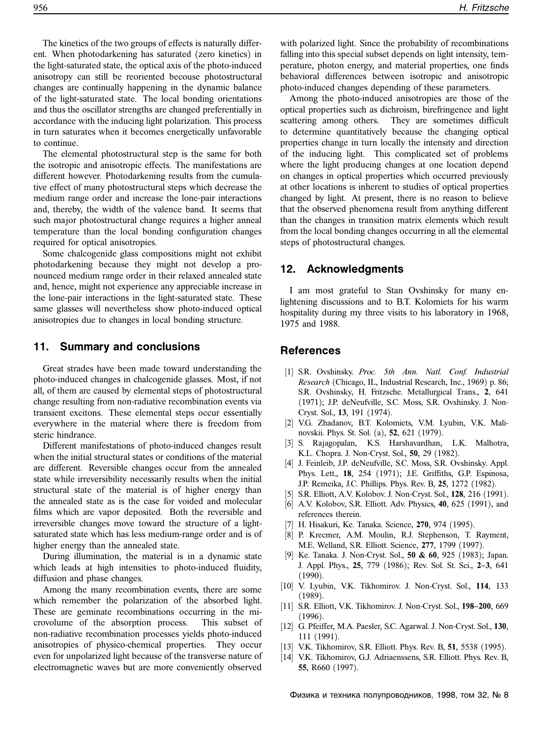The kinetics of the two groups of effects is naturally different. When photodarkening has saturated (zero kinetics) in the light-saturated state, the optical axis of the photo-induced anisotropy can still be reoriented becouse photostructural changes are continually happening in the dynamic balance of the light-saturated state. The local bonding orientations and thus the oscillator strengths are changed preferentially in accordance with the inducing light polarization. This process in turn saturates when it becomes energetically unfavorable to continue.

The elemental photostructural step is the same for both the isotropic and anisotropic effects. The manifestations are different however. Photodarkening results from the cumulative effect of many photostructural steps which decrease the medium range order and increase the lone-pair interactions and, thereby, the width of the valence band. It seems that such major photostructural change requires a higher anneal temperature than the local bonding configuration changes required for optical anisotropies.

Some chalcogenide glass compositions might not exhibit photodarkening because they might not develop a pronounced medium range order in their relaxed annealed state and, hence, might not experience any appreciable increase in the lone-pair interactions in the light-saturated state. These same glasses will nevertheless show photo-induced optical anisotropies due to changes in local bonding structure.

## 11. Summary and conclusions

Great strades have been made toward understanding the photo-induced changes in chalcogenide glasses. Most, if not all, of them are caused by elemental steps of photostructural change resulting from non-radiative recombination events via transient excitons. These elemental steps occur essentially everywhere in the material where there is freedom from steric hindrance.

Different manifestations of photo-induced changes result when the initial structural states or conditions of the material are different. Reversible changes occur from the annealed state while irreversibility necessarily results when the initial structural state of the material is of higher energy than the annealed state as is the case for voided and molecular films which are vapor deposited. Both the reversible and irreversible changes move toward the structure of a light-saturated state which has less medium-range order and is of higher energy than the annealed state.

During illumination, the material is in a dynamic state which leads at high intensities to photo-induced fluidity, diffusion and phase changes.

Among the many recombination events, there are some which remember the polarization of the absorbed light. These are geminate recombinations occurring in the microvolume of the absorption process. This subset of non-radiative recombination processes yields photo-induced anisotropies of physico-chemical properties. They occur even for unpolarized light because of the transverse nature of electromagnetic waves but are more conveniently observed with polarized light. Since the probability of recombinations falling into this special subset depends on light intensity, temperature, photon energy, and material properties, one finds behavioral differences between isotropic and anisotropic photo-induced changes depending of these parameters.

Among the photo-induced anisotropies are those of the optical properties such as dichroism, birefringence and light scattering among others. They are sometimes difficult to determine quantitatively because the changing optical properties change in turn locally the intensity and direction of the inducing light. This complicated set of problems where the light producing changes at one location depend on changes in optical properties which occurred previously at other locations is inherent to studies of optical properties changed by light. At present, there is no reason to believe that the observed phenomena result from anything different than the changes in transition matrix elements which result from the local bonding changes occurring in all the elemental steps of photostructural changes.

## 12. Acknowledgments

I am most grateful to Stan Ovshinsky for many enlightening discussions and to B.T. Kolomiets for his warm hospitality during my three visits to his laboratory in 1968, 1975 and 1988.

## References

[1] S.R. Ovshinsky. *Proc. 5th Ann. Natl. Conf. Industrial Research* (Chicago, IL, Industrial Research, Inc., 1969) p. 86; S.R. Ovshinsky, H. Fritzsche. Metallurgical Trans., **2**, 641 (1971); J.P. deNeufville, S.C. Moss, S.R. Ovshinsky. J. Non-Cryst. Sol., **13**, 191 (1974).

[2] V.G. Zhadanov, B.T. Kolomiets, V.M. Lyubin, V.K. Malinovskii. Phys. St. Sol. (a), **52**, 621 (1979).

[3] S. Rajagopalan, K.S. Harshavardhan, L.K. Malhotra, K.L. Chopra. J. Non-Cryst. Sol., **50**, 29 (1982).

[4] J. Feinleib, J.P. deNeufville, S.C. Moss, S.R. Ovshinsky. Appl. Phys. Lett., **18**, 254 (1971); J.E. Griffiths, G.P. Espinosa, J.P. Remeika, J.C. Phillips. Phys. Rev. B, **25**, 1272 (1982).

[5] S.R. Elliott, A.V. Kolobov. J. Non-Cryst. Sol., **128**, 216 (1991).

[6] A.V. Kolobov, S.R. Elliott. Adv. Physics, **40**, 625 (1991), and references therein.

[7] H. Hisakuri, Ke. Tanaka. Science, **270**, 974 (1995).

[8] P. Krecmer, A.M. Moulin, R.J. Stephenson, T. Rayment, M.E. Welland, S.R. Elliott. Science, **277**, 1799 (1997).

[9] Ke. Tanaka. J. Non-Cryst. Sol., **50 & 60**, 925 (1983); Japan. J. Appl. Phys., **25**, 779 (1986); Rev. Sol. St. Sci., **2–3**, 641 (1990).

[10] V. Lyubin, V.K. Tikhomirov. J. Non-Cryst. Sol., **114**, 133 (1989).

[11] S.R. Elliott, V.K. Tikhomirov. J. Non-Cryst. Sol., **198–200**, 669 (1996).

[12] G. Pfeiffer, M.A. Paesler, S.C. Agarwal. J. Non-Cryst. Sol., **130**, 111 (1991).

[13] V.K. Tikhomirov, S.R. Elliott. Phys. Rev. B, **51**, 5538 (1995).

[14] V.K. Tikhomirov, G.J. Adriaenssens, S.R. Elliott. Phys. Rev. B, **55**, R660 (1997).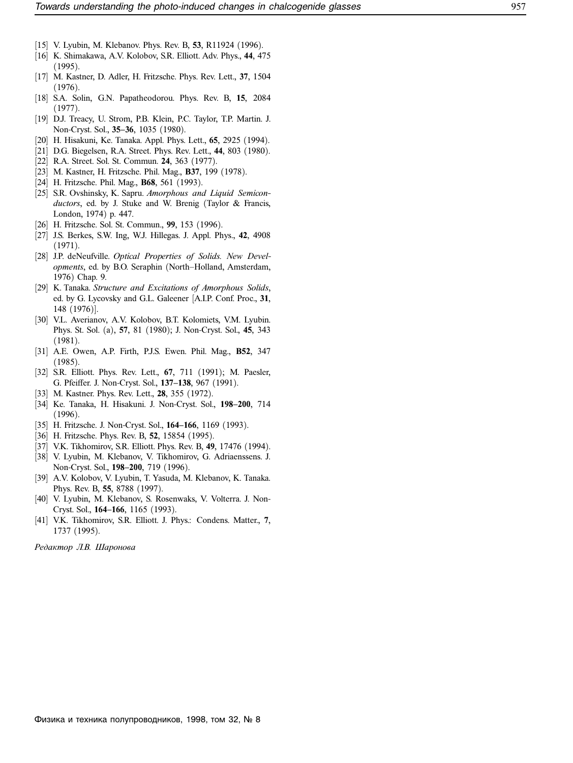[15] V. Lyubin, M. Klebanov. Phys. Rev. B, **53**, R11924 (1996).
[16] K. Shimakawa, A.V. Kolobov, S.R. Elliott. Adv. Phys., **44**, 475 (1995).
[17] M. Kastner, D. Adler, H. Fritzsche. Phys. Rev. Lett., **37**, 1504 (1976).
[18] S.A. Solin, G.N. Papatheodorou. Phys. Rev. B, **15**, 2084 (1977).
[19] D.J. Treacy, U. Strom, P.B. Klein, P.C. Taylor, T.P. Martin. J. Non-Cryst. Sol., **35–36**, 1035 (1980).
[20] H. Hisakuni, Ke. Tanaka. Appl. Phys. Lett., **65**, 2925 (1994).
[21] D.G. Biegelsen, R.A. Street. Phys. Rev. Lett., **44**, 803 (1980).
[22] R.A. Street. Sol. St. Commun. **24**, 363 (1977).
[23] M. Kastner, H. Fritzsche. Phil. Mag., **B37**, 199 (1978).
[24] H. Fritzsche. Phil. Mag., **B68**, 561 (1993).
[25] S.R. Ovshinsky, K. Sapru. *Amorphous and Liquid Semiconductors*, ed. by J. Stuke and W. Brenig (Taylor & Francis, London, 1974) p. 447.
[26] H. Fritzsche. Sol. St. Commun., **99**, 153 (1996).
[27] J.S. Berkes, S.W. Ing, W.J. Hillegas. J. Appl. Phys., **42**, 4908 (1971).
[28] J.P. deNeufville. *Optical Properties of Solids. New Developments*, ed. by B.O. Seraphin (North–Holland, Amsterdam, 1976) Chap. 9.
[29] K. Tanaka. *Structure and Excitations of Amorphous Solids*, ed. by G. Lycovsky and G.L. Galeener [A.I.P. Conf. Proc., **31**, 148 (1976)].
[30] V.L. Averianov, A.V. Kolobov, B.T. Kolomiets, V.M. Lyubin. Phys. St. Sol. (a), **57**, 81 (1980); J. Non-Cryst. Sol., **45**, 343 (1981).
[31] A.E. Owen, A.P. Firth, P.J.S. Ewen. Phil. Mag., **B52**, 347 (1985).
[32] S.R. Elliott. Phys. Rev. Lett., **67**, 711 (1991); M. Paesler, G. Pfeiffer. J. Non-Cryst. Sol., **137–138**, 967 (1991).
[33] M. Kastner. Phys. Rev. Lett., **28**, 355 (1972).
[34] Ke. Tanaka, H. Hisakuni. J. Non-Cryst. Sol., **198–200**, 714 (1996).
[35] H. Fritzsche. J. Non-Cryst. Sol., **164–166**, 1169 (1993).
[36] H. Fritzsche. Phys. Rev. B, **52**, 15854 (1995).
[37] V.K. Tikhomirov, S.R. Elliott. Phys. Rev. B, **49**, 17476 (1994).
[38] V. Lyubin, M. Klebanov, V. Tikhomirov, G. Adriaenssens. J. Non-Cryst. Sol., **198–200**, 719 (1996).
[39] A.V. Kolobov, V. Lyubin, T. Yasuda, M. Klebanov, K. Tanaka. Phys. Rev. B, **55**, 8788 (1997).
[40] V. Lyubin, M. Klebanov, S. Rosenwaks, V. Volterra. J. Non-Cryst. Sol., **164–166**, 1165 (1993).
[41] V.K. Tikhomirov, S.R. Elliott. J. Phys.: Condens. Matter., **7**, 1737 (1995).

*Редактор Л.В. Шаронова*